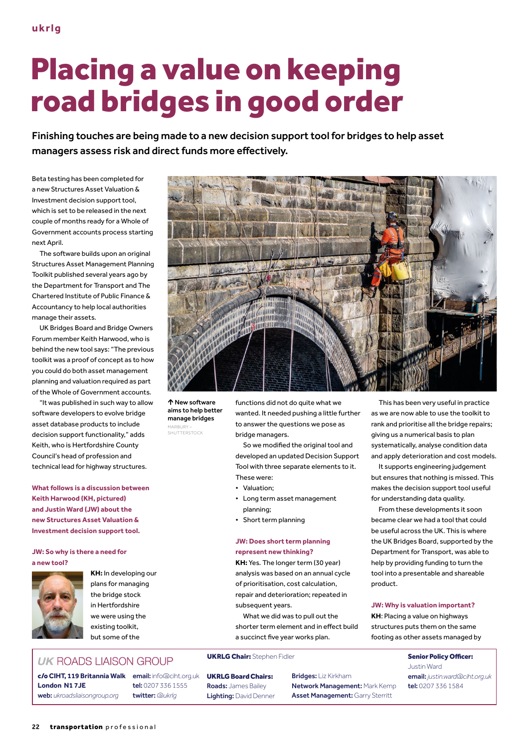# Placing a value on keeping road bridges in good order

**Finishing touches are being made to a new decision support tool for bridges to help asset managers assess risk and direct funds more effectively.**

Beta testing has been completed for a new Structures Asset Valuation & Investment decision support tool, which is set to be released in the next couple of months ready for a Whole of Government accounts process starting next April.

The software builds upon an original Structures Asset Management Planning Toolkit published several years ago by the Department for Transport and The Chartered Institute of Public Finance & Accountancy to help local authorities manage their assets.

UK Bridges Board and Bridge Owners Forum member Keith Harwood, who is behind the new tool says: "The previous toolkit was a proof of concept as to how you could do both asset management planning and valuation required as part of the Whole of Government accounts.

"It was published in such way to allow software developers to evolve bridge asset database products to include decision support functionality," adds Keith, who is Hertfordshire County Council's head of profession and technical lead for highway structures.

**What follows is a discussion between Keith Harwood (KH, pictured) and Justin Ward (JW) about the new Structures Asset Valuation & Investment decision support tool.**

↑ **New software aims to help better manage bridges**
MARBURY – SHUTTERSTOCK

### JW: So why is there a need for a new tool?

**KH:** In developing our plans for managing the bridge stock in Hertfordshire we were using the existing toolkit, but some of the functions did not do quite what we wanted. It needed pushing a little further to answer the questions we pose as bridge managers.

So we modified the original tool and developed an updated Decision Support Tool with three separate elements to it. These were:

- Valuation;
- Long term asset management planning;
- Short term planning

### JW: Does short term planning represent new thinking?

**KH:** Yes. The longer term (30 year) analysis was based on an annual cycle of prioritisation, cost calculation, repair and deterioration; repeated in subsequent years.

What we did was to pull out the shorter term element and in effect build a succinct five year works plan.

This has been very useful in practice as we are now able to use the toolkit to rank and prioritise all the bridge repairs; giving us a numerical basis to plan systematically, analyse condition data and apply deterioration and cost models.

It supports engineering judgement but ensures that nothing is missed. This makes the decision support tool useful for understanding data quality.

From these developments it soon became clear we had a tool that could be useful across the UK. This is where the UK Bridges Board, supported by the Department for Transport, was able to help by providing funding to turn the tool into a presentable and shareable product.

### JW: Why is valuation important?

**KH**: Placing a value on highways structures puts them on the same footing as other assets managed by

---

*UK* ROADS LIAISON GROUP

**c/o CIHT, 119 Britannia Walk London N1 7JE**
**web:** *ukroadsliaisongroup.org*
**email:** info@ciht.org.uk
**tel:** 0207 336 1555
**twitter:** *@ukrlg*

**UKRLG Chair:** Stephen Fidler

**UKRLG Board Chairs:**
**Roads:** James Bailey
**Lighting:** David Denner
**Bridges:** Liz Kirkham
**Network Management:** Mark Kemp
**Asset Management:** Garry Sterritt

**Senior Policy Officer:** Justin Ward
**email:** *justin.ward@ciht.org.uk*
**tel:** 0207 336 1584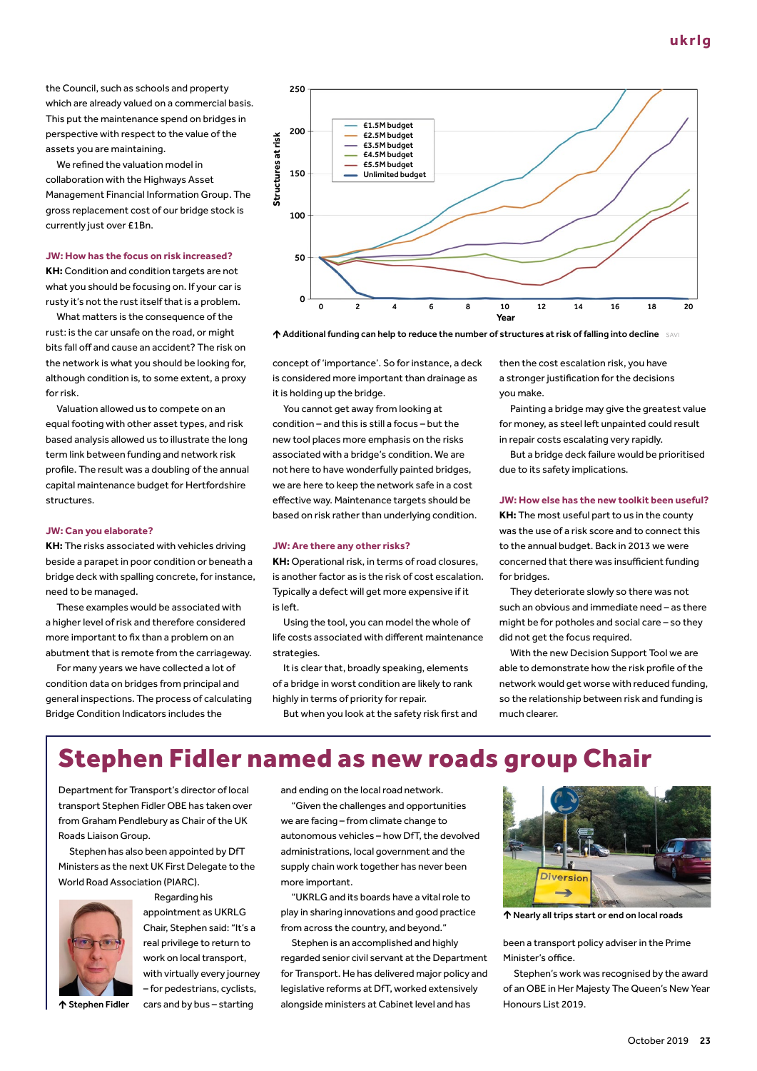the Council, such as schools and property which are already valued on a commercial basis. This put the maintenance spend on bridges in perspective with respect to the value of the assets you are maintaining.

We refined the valuation model in collaboration with the Highways Asset Management Financial Information Group. The gross replacement cost of our bridge stock is currently just over £1Bn.

**JW: How has the focus on risk increased?**
**KH:** Condition and condition targets are not what you should be focusing on. If your car is rusty it's not the rust itself that is a problem.

What matters is the consequence of the rust: is the car unsafe on the road, or might bits fall off and cause an accident? The risk on the network is what you should be looking for, although condition is, to some extent, a proxy for risk.

Valuation allowed us to compete on an equal footing with other asset types, and risk based analysis allowed us to illustrate the long term link between funding and network risk profile. The result was a doubling of the annual capital maintenance budget for Hertfordshire structures.

**JW: Can you elaborate?**
**KH:** The risks associated with vehicles driving beside a parapet in poor condition or beneath a bridge deck with spalling concrete, for instance, need to be managed.

These examples would be associated with a higher level of risk and therefore considered more important to fix than a problem on an abutment that is remote from the carriageway.

For many years we have collected a lot of condition data on bridges from principal and general inspections. The process of calculating Bridge Condition Indicators includes the

Structures at risk
250
200
150
100
50
0
0 2 4 6 8 10 12 14 16 18 20
Year
£1.5M budget
£2.5M budget
£3.5M budget
£4.5M budget
£5.5M budget
Unlimited budget

↑ Additional funding can help to reduce the number of structures at risk of falling into decline

concept of 'importance'. So for instance, a deck is considered more important than drainage as it is holding up the bridge.

You cannot get away from looking at condition – and this is still a focus – but the new tool places more emphasis on the risks associated with a bridge's condition. We are not here to have wonderfully painted bridges, we are here to keep the network safe in a cost effective way. Maintenance targets should be based on risk rather than underlying condition.

**JW: Are there any other risks?**
**KH:** Operational risk, in terms of road closures, is another factor as is the risk of cost escalation. Typically a defect will get more expensive if it is left.

Using the tool, you can model the whole of life costs associated with different maintenance strategies.

It is clear that, broadly speaking, elements of a bridge in worst condition are likely to rank highly in terms of priority for repair.

But when you look at the safety risk first and then the cost escalation risk, you have a stronger justification for the decisions you make.

Painting a bridge may give the greatest value for money, as steel left unpainted could result in repair costs escalating very rapidly.

But a bridge deck failure would be prioritised due to its safety implications.

**JW: How else has the new toolkit been useful?**
**KH:** The most useful part to us in the county was the use of a risk score and to connect this to the annual budget. Back in 2013 we were concerned that there was insufficient funding for bridges.

They deteriorate slowly so there was not such an obvious and immediate need – as there might be for potholes and social care – so they did not get the focus required.

With the new Decision Support Tool we are able to demonstrate how the risk profile of the network would get worse with reduced funding, so the relationship between risk and funding is much clearer.

# Stephen Fidler named as new roads group Chair

Department for Transport's director of local transport Stephen Fidler OBE has taken over from Graham Pendlebury as Chair of the UK Roads Liaison Group.

Stephen has also been appointed by DfT Ministers as the next UK First Delegate to the World Road Association (PIARC).

↑ Stephen Fidler

Regarding his appointment as UKRLG Chair, Stephen said: "It's a real privilege to return to work on local transport, with virtually every journey – for pedestrians, cyclists, cars and by bus – starting and ending on the local road network.

"Given the challenges and opportunities we are facing – from climate change to autonomous vehicles – how DfT, the devolved administrations, local government and the supply chain work together has never been more important.

"UKRLG and its boards have a vital role to play in sharing innovations and good practice from across the country, and beyond."

Stephen is an accomplished and highly regarded senior civil servant at the Department for Transport. He has delivered major policy and legislative reforms at DfT, worked extensively alongside ministers at Cabinet level and has been a transport policy adviser in the Prime Minister's office.

↑ Nearly all trips start or end on local roads

Stephen's work was recognised by the award of an OBE in Her Majesty The Queen's New Year Honours List 2019.